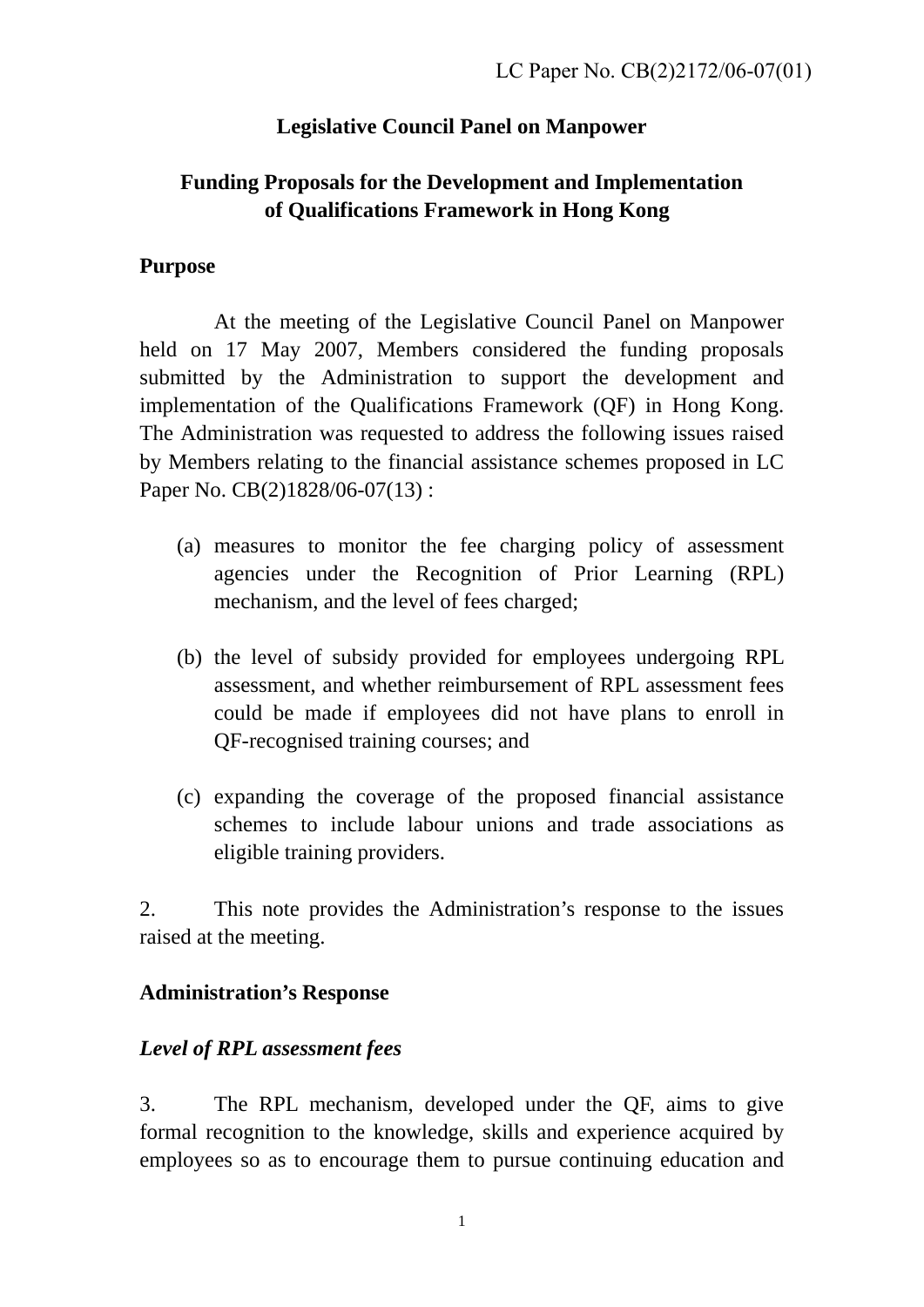LC Paper No. CB(2)2172/06-07(01)

**Legislative Council Panel on Manpower**

**Funding Proposals for the Development and Implementation of Qualifications Framework in Hong Kong**

**Purpose**

At the meeting of the Legislative Council Panel on Manpower held on 17 May 2007, Members considered the funding proposals submitted by the Administration to support the development and implementation of the Qualifications Framework (QF) in Hong Kong. The Administration was requested to address the following issues raised by Members relating to the financial assistance schemes proposed in LC Paper No. CB(2)1828/06-07(13) :

(a) measures to monitor the fee charging policy of assessment agencies under the Recognition of Prior Learning (RPL) mechanism, and the level of fees charged;

(b) the level of subsidy provided for employees undergoing RPL assessment, and whether reimbursement of RPL assessment fees could be made if employees did not have plans to enroll in QF-recognised training courses; and

(c) expanding the coverage of the proposed financial assistance schemes to include labour unions and trade associations as eligible training providers.

2. This note provides the Administration's response to the issues raised at the meeting.

**Administration's Response**

***Level of RPL assessment fees***

3. The RPL mechanism, developed under the QF, aims to give formal recognition to the knowledge, skills and experience acquired by employees so as to encourage them to pursue continuing education and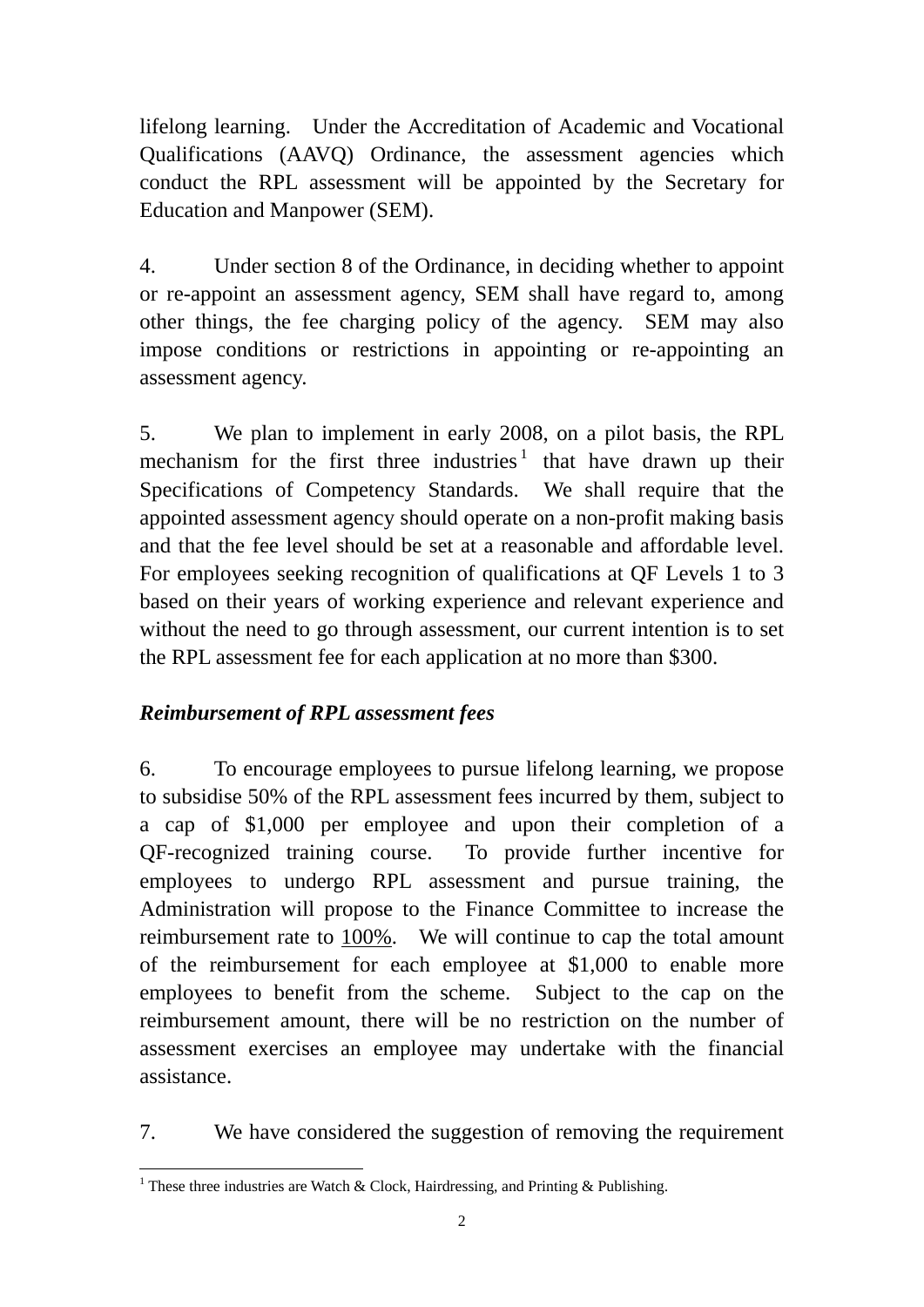lifelong learning. Under the Accreditation of Academic and Vocational Qualifications (AAVQ) Ordinance, the assessment agencies which conduct the RPL assessment will be appointed by the Secretary for Education and Manpower (SEM).

4. Under section 8 of the Ordinance, in deciding whether to appoint or re-appoint an assessment agency, SEM shall have regard to, among other things, the fee charging policy of the agency. SEM may also impose conditions or restrictions in appointing or re-appointing an assessment agency.

5. We plan to implement in early 2008, on a pilot basis, the RPL mechanism for the first three industries[1] that have drawn up their Specifications of Competency Standards. We shall require that the appointed assessment agency should operate on a non-profit making basis and that the fee level should be set at a reasonable and affordable level. For employees seeking recognition of qualifications at QF Levels 1 to 3 based on their years of working experience and relevant experience and without the need to go through assessment, our current intention is to set the RPL assessment fee for each application at no more than $300.

***Reimbursement of RPL assessment fees***

6. To encourage employees to pursue lifelong learning, we propose to subsidise 50% of the RPL assessment fees incurred by them, subject to a cap of $1,000 per employee and upon their completion of a QF-recognized training course. To provide further incentive for employees to undergo RPL assessment and pursue training, the Administration will propose to the Finance Committee to increase the reimbursement rate to <u>100%</u>. We will continue to cap the total amount of the reimbursement for each employee at $1,000 to enable more employees to benefit from the scheme. Subject to the cap on the reimbursement amount, there will be no restriction on the number of assessment exercises an employee may undertake with the financial assistance.

7. We have considered the suggestion of removing the requirement

[1] These three industries are Watch & Clock, Hairdressing, and Printing & Publishing.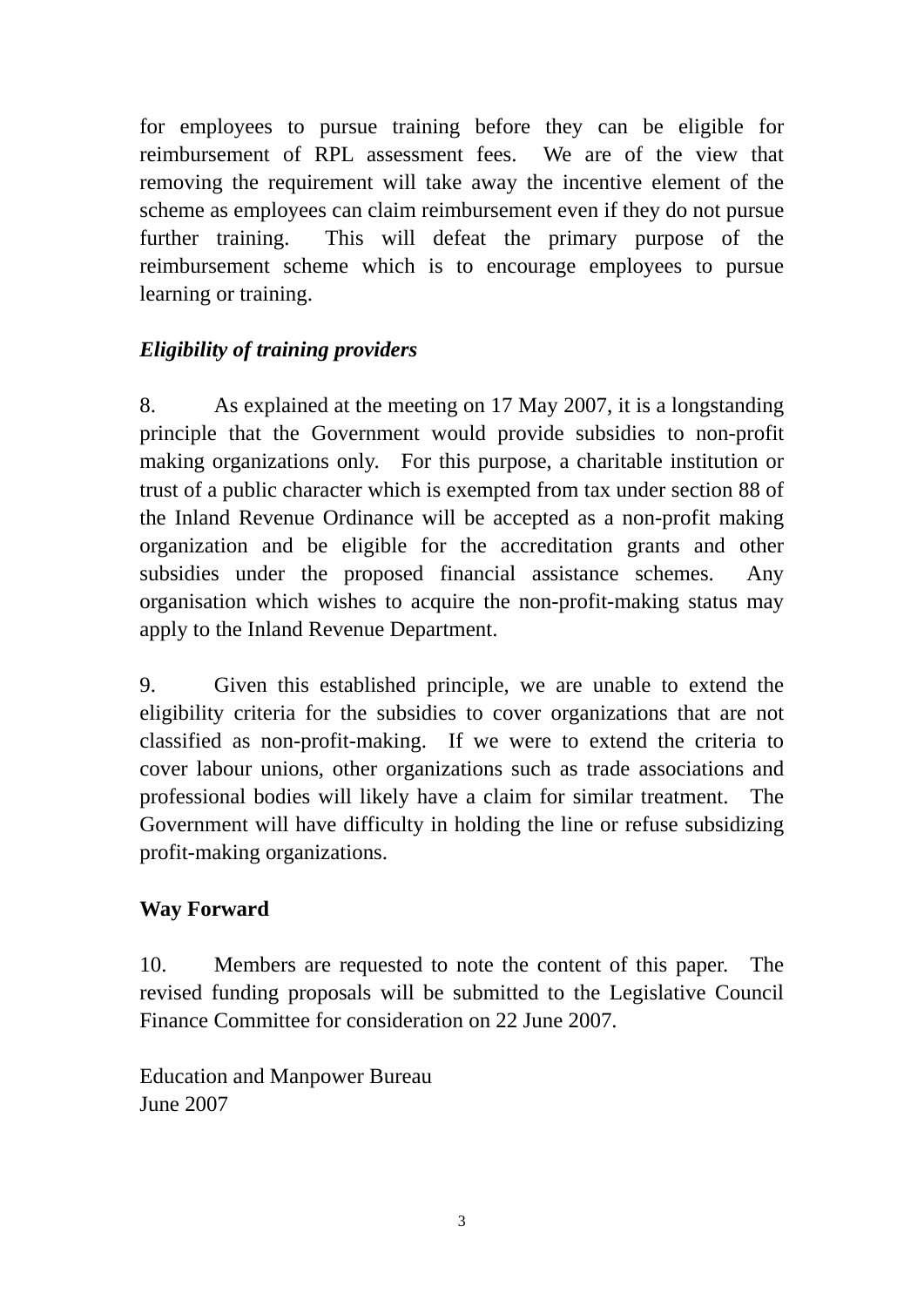for employees to pursue training before they can be eligible for reimbursement of RPL assessment fees. We are of the view that removing the requirement will take away the incentive element of the scheme as employees can claim reimbursement even if they do not pursue further training. This will defeat the primary purpose of the reimbursement scheme which is to encourage employees to pursue learning or training.

***Eligibility of training providers***

8. As explained at the meeting on 17 May 2007, it is a longstanding principle that the Government would provide subsidies to non-profit making organizations only. For this purpose, a charitable institution or trust of a public character which is exempted from tax under section 88 of the Inland Revenue Ordinance will be accepted as a non-profit making organization and be eligible for the accreditation grants and other subsidies under the proposed financial assistance schemes. Any organisation which wishes to acquire the non-profit-making status may apply to the Inland Revenue Department.

9. Given this established principle, we are unable to extend the eligibility criteria for the subsidies to cover organizations that are not classified as non-profit-making. If we were to extend the criteria to cover labour unions, other organizations such as trade associations and professional bodies will likely have a claim for similar treatment. The Government will have difficulty in holding the line or refuse subsidizing profit-making organizations.

**Way Forward**

10. Members are requested to note the content of this paper. The revised funding proposals will be submitted to the Legislative Council Finance Committee for consideration on 22 June 2007.

Education and Manpower Bureau
June 2007